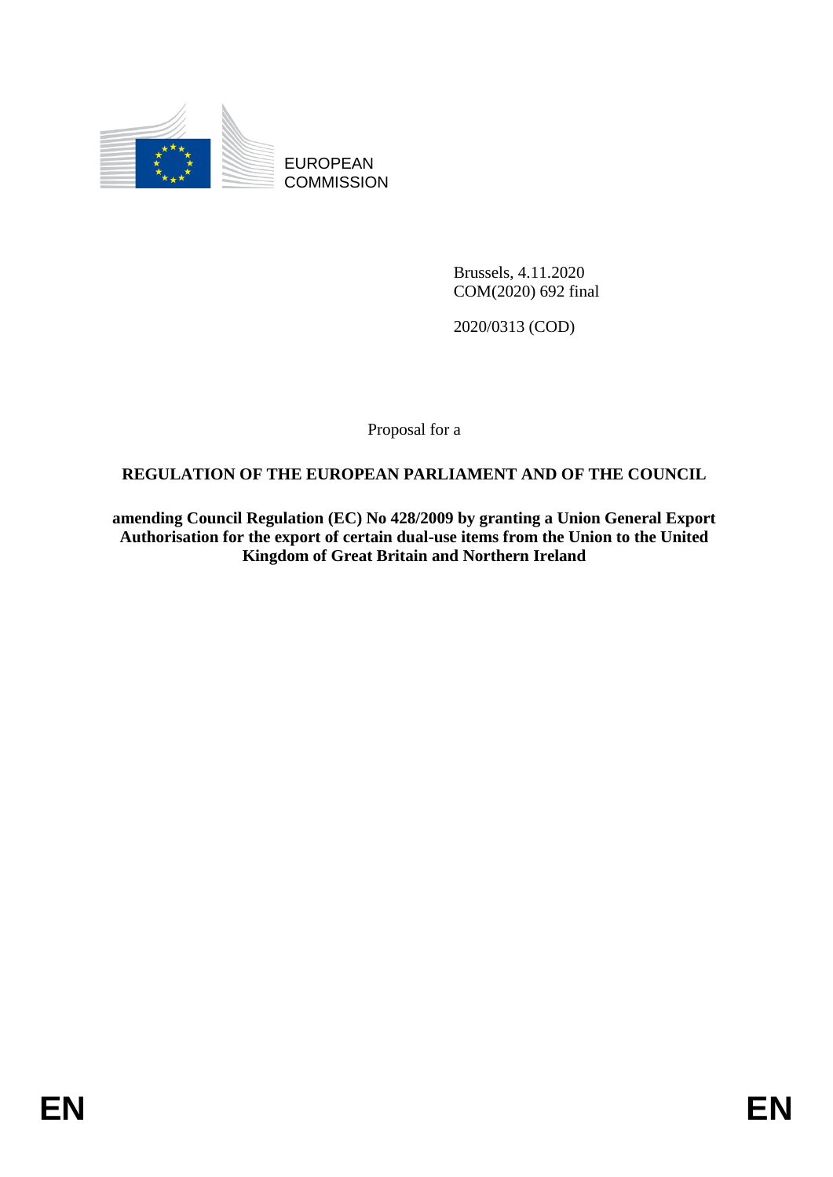EUROPEAN
COMMISSION

Brussels, 4.11.2020
COM(2020) 692 final

2020/0313 (COD)

Proposal for a

**REGULATION OF THE EUROPEAN PARLIAMENT AND OF THE COUNCIL**

**amending Council Regulation (EC) No 428/2009 by granting a Union General Export Authorisation for the export of certain dual-use items from the Union to the United Kingdom of Great Britain and Northern Ireland**

EN EN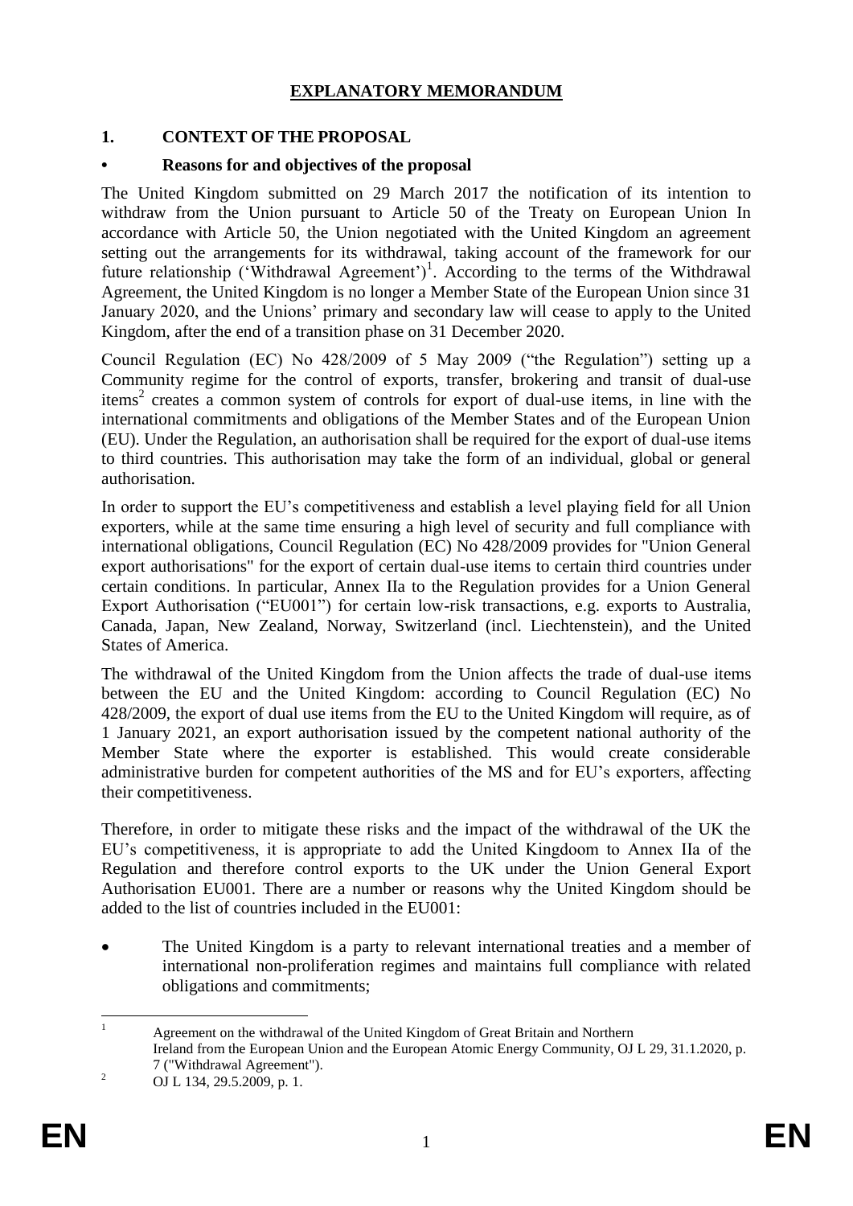# EXPLANATORY MEMORANDUM

## 1. CONTEXT OF THE PROPOSAL

### • Reasons for and objectives of the proposal

The United Kingdom submitted on 29 March 2017 the notification of its intention to withdraw from the Union pursuant to Article 50 of the Treaty on European Union In accordance with Article 50, the Union negotiated with the United Kingdom an agreement setting out the arrangements for its withdrawal, taking account of the framework for our future relationship ('Withdrawal Agreement')[1]. According to the terms of the Withdrawal Agreement, the United Kingdom is no longer a Member State of the European Union since 31 January 2020, and the Unions' primary and secondary law will cease to apply to the United Kingdom, after the end of a transition phase on 31 December 2020.

Council Regulation (EC) No 428/2009 of 5 May 2009 ("the Regulation") setting up a Community regime for the control of exports, transfer, brokering and transit of dual-use items[2] creates a common system of controls for export of dual-use items, in line with the international commitments and obligations of the Member States and of the European Union (EU). Under the Regulation, an authorisation shall be required for the export of dual-use items to third countries. This authorisation may take the form of an individual, global or general authorisation.

In order to support the EU's competitiveness and establish a level playing field for all Union exporters, while at the same time ensuring a high level of security and full compliance with international obligations, Council Regulation (EC) No 428/2009 provides for "Union General export authorisations" for the export of certain dual-use items to certain third countries under certain conditions. In particular, Annex IIa to the Regulation provides for a Union General Export Authorisation ("EU001") for certain low-risk transactions, e.g. exports to Australia, Canada, Japan, New Zealand, Norway, Switzerland (incl. Liechtenstein), and the United States of America.

The withdrawal of the United Kingdom from the Union affects the trade of dual-use items between the EU and the United Kingdom: according to Council Regulation (EC) No 428/2009, the export of dual use items from the EU to the United Kingdom will require, as of 1 January 2021, an export authorisation issued by the competent national authority of the Member State where the exporter is established. This would create considerable administrative burden for competent authorities of the MS and for EU's exporters, affecting their competitiveness.

Therefore, in order to mitigate these risks and the impact of the withdrawal of the UK the EU's competitiveness, it is appropriate to add the United Kingdoom to Annex IIa of the Regulation and therefore control exports to the UK under the Union General Export Authorisation EU001. There are a number or reasons why the United Kingdom should be added to the list of countries included in the EU001:

- The United Kingdom is a party to relevant international treaties and a member of international non-proliferation regimes and maintains full compliance with related obligations and commitments;

---

[1] Agreement on the withdrawal of the United Kingdom of Great Britain and Northern Ireland from the European Union and the European Atomic Energy Community, OJ L 29, 31.1.2020, p. 7 ("Withdrawal Agreement").

[2] OJ L 134, 29.5.2009, p. 1.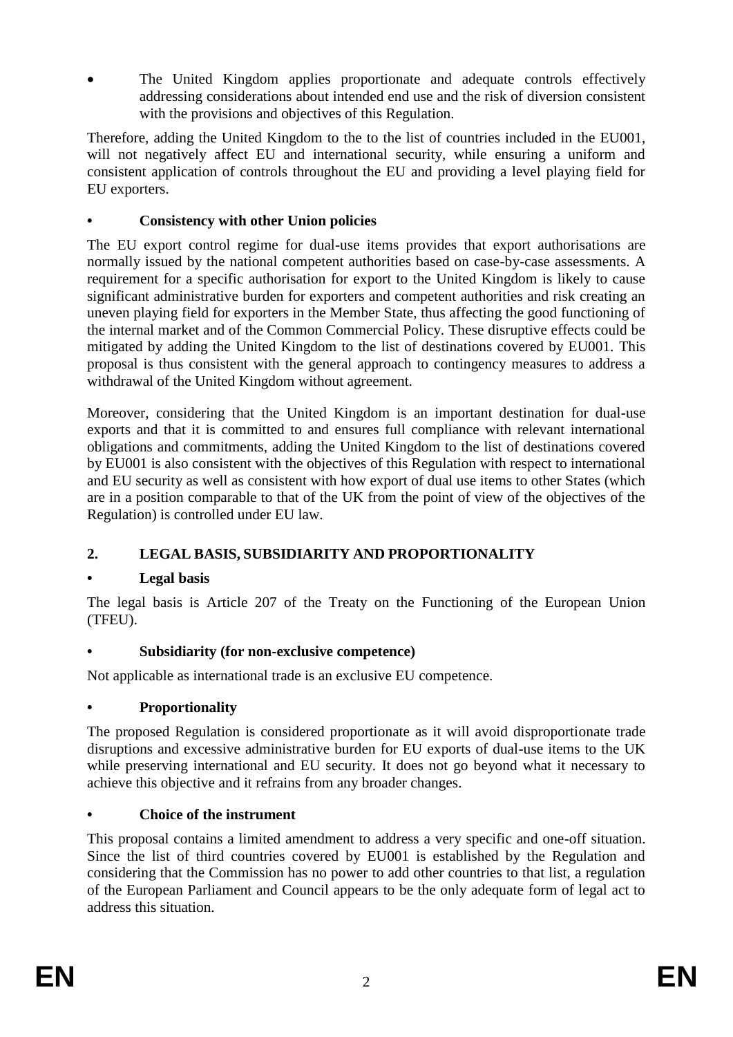- The United Kingdom applies proportionate and adequate controls effectively addressing considerations about intended end use and the risk of diversion consistent with the provisions and objectives of this Regulation.

Therefore, adding the United Kingdom to the to the list of countries included in the EU001, will not negatively affect EU and international security, while ensuring a uniform and consistent application of controls throughout the EU and providing a level playing field for EU exporters.

### • Consistency with other Union policies

The EU export control regime for dual-use items provides that export authorisations are normally issued by the national competent authorities based on case-by-case assessments. A requirement for a specific authorisation for export to the United Kingdom is likely to cause significant administrative burden for exporters and competent authorities and risk creating an uneven playing field for exporters in the Member State, thus affecting the good functioning of the internal market and of the Common Commercial Policy. These disruptive effects could be mitigated by adding the United Kingdom to the list of destinations covered by EU001. This proposal is thus consistent with the general approach to contingency measures to address a withdrawal of the United Kingdom without agreement.

Moreover, considering that the United Kingdom is an important destination for dual-use exports and that it is committed to and ensures full compliance with relevant international obligations and commitments, adding the United Kingdom to the list of destinations covered by EU001 is also consistent with the objectives of this Regulation with respect to international and EU security as well as consistent with how export of dual use items to other States (which are in a position comparable to that of the UK from the point of view of the objectives of the Regulation) is controlled under EU law.

## 2. LEGAL BASIS, SUBSIDIARITY AND PROPORTIONALITY

### • Legal basis

The legal basis is Article 207 of the Treaty on the Functioning of the European Union (TFEU).

### • Subsidiarity (for non-exclusive competence)

Not applicable as international trade is an exclusive EU competence.

### • Proportionality

The proposed Regulation is considered proportionate as it will avoid disproportionate trade disruptions and excessive administrative burden for EU exports of dual-use items to the UK while preserving international and EU security. It does not go beyond what it necessary to achieve this objective and it refrains from any broader changes.

### • Choice of the instrument

This proposal contains a limited amendment to address a very specific and one-off situation. Since the list of third countries covered by EU001 is established by the Regulation and considering that the Commission has no power to add other countries to that list, a regulation of the European Parliament and Council appears to be the only adequate form of legal act to address this situation.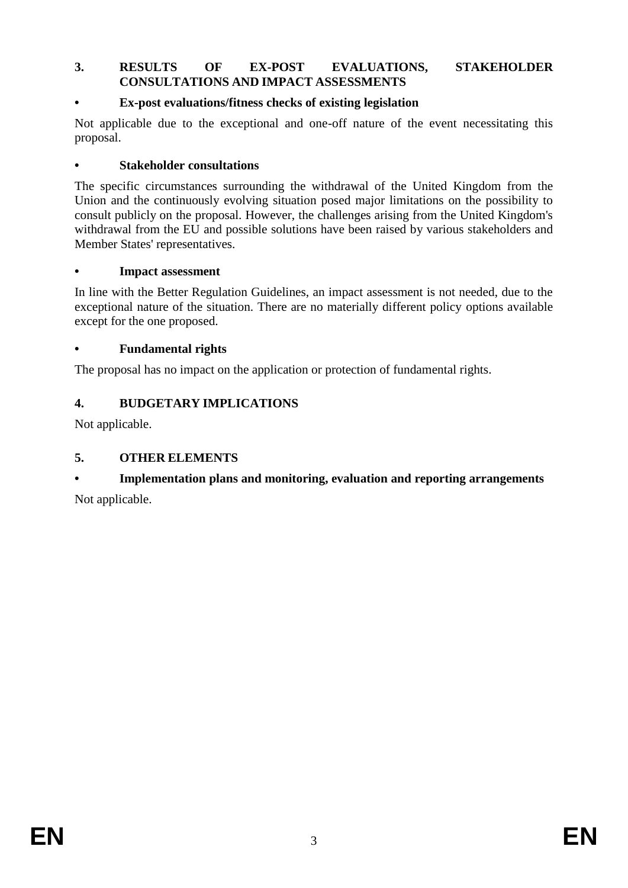## 3. RESULTS OF EX-POST EVALUATIONS, STAKEHOLDER CONSULTATIONS AND IMPACT ASSESSMENTS

### • Ex-post evaluations/fitness checks of existing legislation

Not applicable due to the exceptional and one-off nature of the event necessitating this proposal.

### • Stakeholder consultations

The specific circumstances surrounding the withdrawal of the United Kingdom from the Union and the continuously evolving situation posed major limitations on the possibility to consult publicly on the proposal. However, the challenges arising from the United Kingdom's withdrawal from the EU and possible solutions have been raised by various stakeholders and Member States' representatives.

### • Impact assessment

In line with the Better Regulation Guidelines, an impact assessment is not needed, due to the exceptional nature of the situation. There are no materially different policy options available except for the one proposed.

### • Fundamental rights

The proposal has no impact on the application or protection of fundamental rights.

## 4. BUDGETARY IMPLICATIONS

Not applicable.

## 5. OTHER ELEMENTS

### • Implementation plans and monitoring, evaluation and reporting arrangements

Not applicable.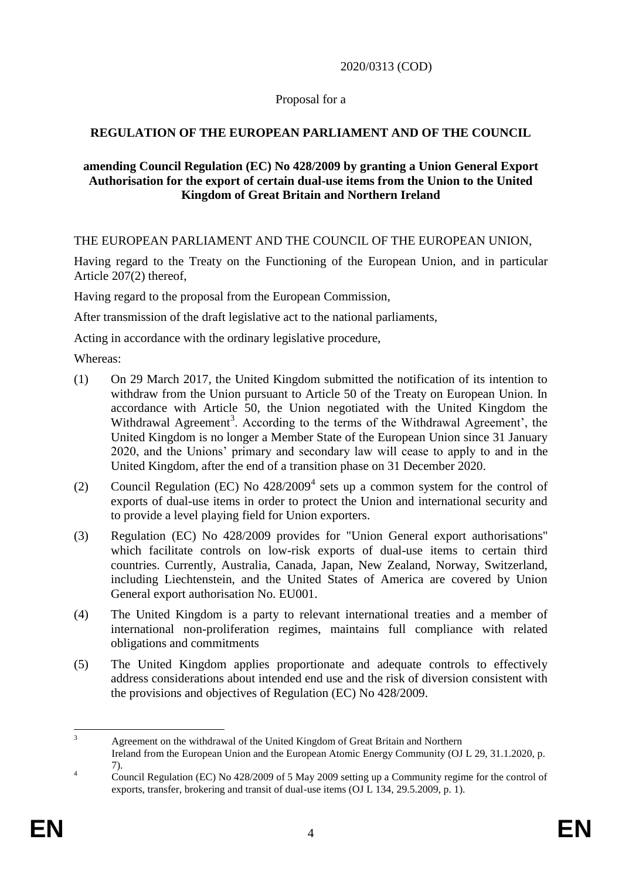2020/0313 (COD)

Proposal for a

**REGULATION OF THE EUROPEAN PARLIAMENT AND OF THE COUNCIL**

**amending Council Regulation (EC) No 428/2009 by granting a Union General Export Authorisation for the export of certain dual-use items from the Union to the United Kingdom of Great Britain and Northern Ireland**

THE EUROPEAN PARLIAMENT AND THE COUNCIL OF THE EUROPEAN UNION,

Having regard to the Treaty on the Functioning of the European Union, and in particular Article 207(2) thereof,

Having regard to the proposal from the European Commission,

After transmission of the draft legislative act to the national parliaments,

Acting in accordance with the ordinary legislative procedure,

Whereas:

(1) On 29 March 2017, the United Kingdom submitted the notification of its intention to withdraw from the Union pursuant to Article 50 of the Treaty on European Union. In accordance with Article 50, the Union negotiated with the United Kingdom the Withdrawal Agreement[3]. According to the terms of the Withdrawal Agreement', the United Kingdom is no longer a Member State of the European Union since 31 January 2020, and the Unions' primary and secondary law will cease to apply to and in the United Kingdom, after the end of a transition phase on 31 December 2020.

(2) Council Regulation (EC) No 428/2009[4] sets up a common system for the control of exports of dual-use items in order to protect the Union and international security and to provide a level playing field for Union exporters.

(3) Regulation (EC) No 428/2009 provides for "Union General export authorisations" which facilitate controls on low-risk exports of dual-use items to certain third countries. Currently, Australia, Canada, Japan, New Zealand, Norway, Switzerland, including Liechtenstein, and the United States of America are covered by Union General export authorisation No. EU001.

(4) The United Kingdom is a party to relevant international treaties and a member of international non-proliferation regimes, maintains full compliance with related obligations and commitments

(5) The United Kingdom applies proportionate and adequate controls to effectively address considerations about intended end use and the risk of diversion consistent with the provisions and objectives of Regulation (EC) No 428/2009.

---

[3] Agreement on the withdrawal of the United Kingdom of Great Britain and Northern Ireland from the European Union and the European Atomic Energy Community (OJ L 29, 31.1.2020, p. 7).

[4] Council Regulation (EC) No 428/2009 of 5 May 2009 setting up a Community regime for the control of exports, transfer, brokering and transit of dual-use items (OJ L 134, 29.5.2009, p. 1).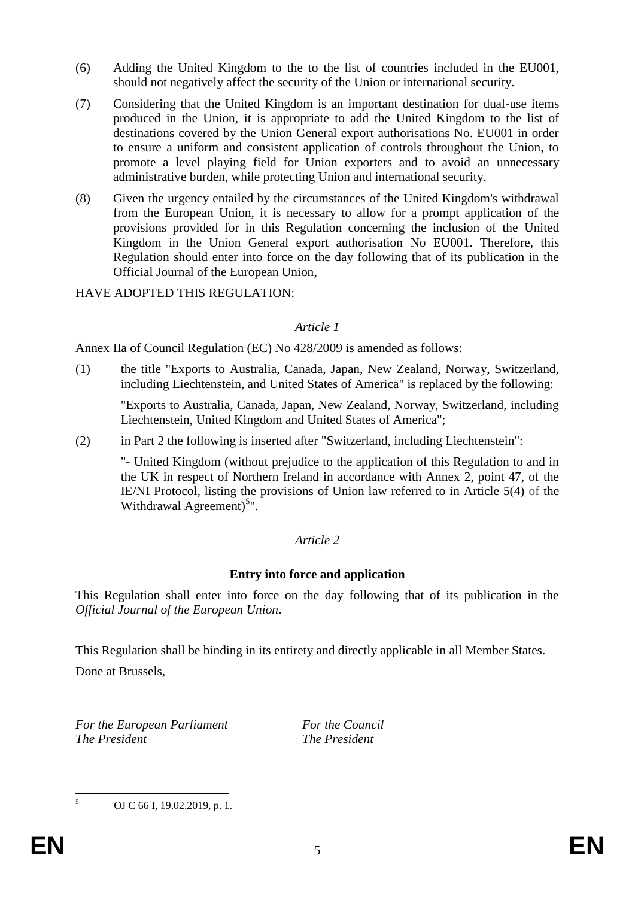(6) Adding the United Kingdom to the to the list of countries included in the EU001, should not negatively affect the security of the Union or international security.

(7) Considering that the United Kingdom is an important destination for dual-use items produced in the Union, it is appropriate to add the United Kingdom to the list of destinations covered by the Union General export authorisations No. EU001 in order to ensure a uniform and consistent application of controls throughout the Union, to promote a level playing field for Union exporters and to avoid an unnecessary administrative burden, while protecting Union and international security.

(8) Given the urgency entailed by the circumstances of the United Kingdom's withdrawal from the European Union, it is necessary to allow for a prompt application of the provisions provided for in this Regulation concerning the inclusion of the United Kingdom in the Union General export authorisation No EU001. Therefore, this Regulation should enter into force on the day following that of its publication in the Official Journal of the European Union,

HAVE ADOPTED THIS REGULATION:

*Article 1*

Annex IIa of Council Regulation (EC) No 428/2009 is amended as follows:

(1) the title "Exports to Australia, Canada, Japan, New Zealand, Norway, Switzerland, including Liechtenstein, and United States of America" is replaced by the following:

"Exports to Australia, Canada, Japan, New Zealand, Norway, Switzerland, including Liechtenstein, United Kingdom and United States of America";

(2) in Part 2 the following is inserted after "Switzerland, including Liechtenstein":

"- United Kingdom (without prejudice to the application of this Regulation to and in the UK in respect of Northern Ireland in accordance with Annex 2, point 47, of the IE/NI Protocol, listing the provisions of Union law referred to in Article 5(4) of the Withdrawal Agreement)[5]".

*Article 2*

**Entry into force and application**

This Regulation shall enter into force on the day following that of its publication in the *Official Journal of the European Union*.

This Regulation shall be binding in its entirety and directly applicable in all Member States.

Done at Brussels,

*For the European Parliament*
*The President*

*For the Council*
*The President*

[5] OJ C 66 I, 19.02.2019, p. 1.